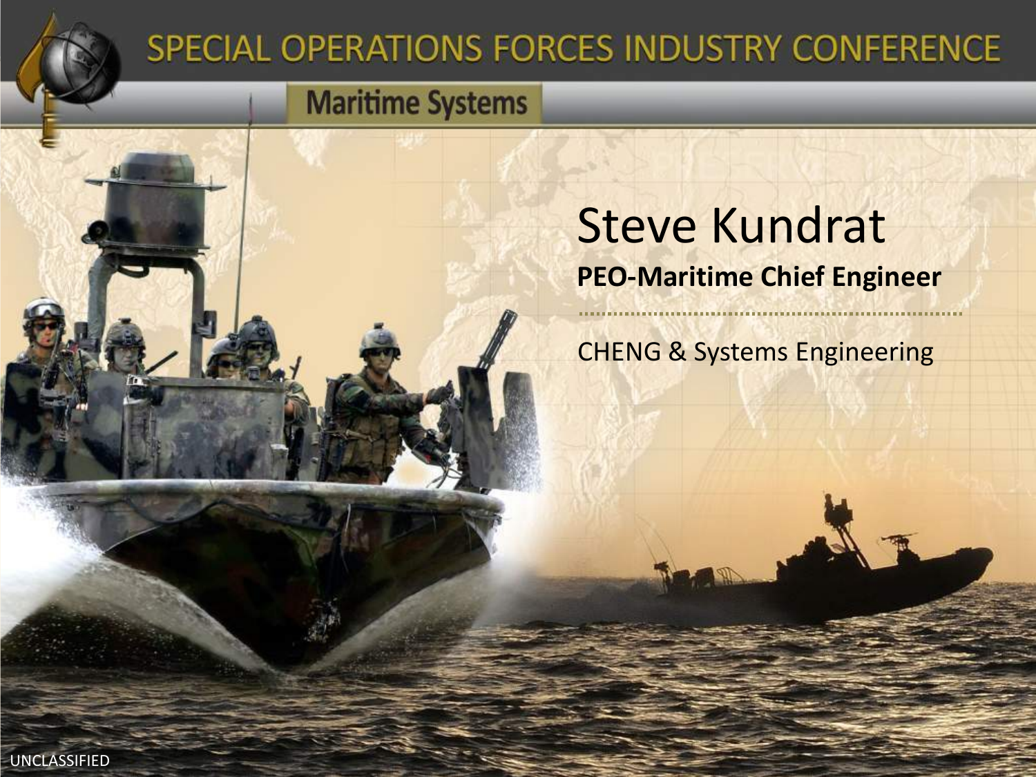# SPECIAL OPERATIONS FORCES INDUSTRY CONFERENCE

## Maritime Systems

# Steve Kundrat

**PEO-Maritime Chief Engineer**

CHENG & Systems Engineering

UNCLASSIFIED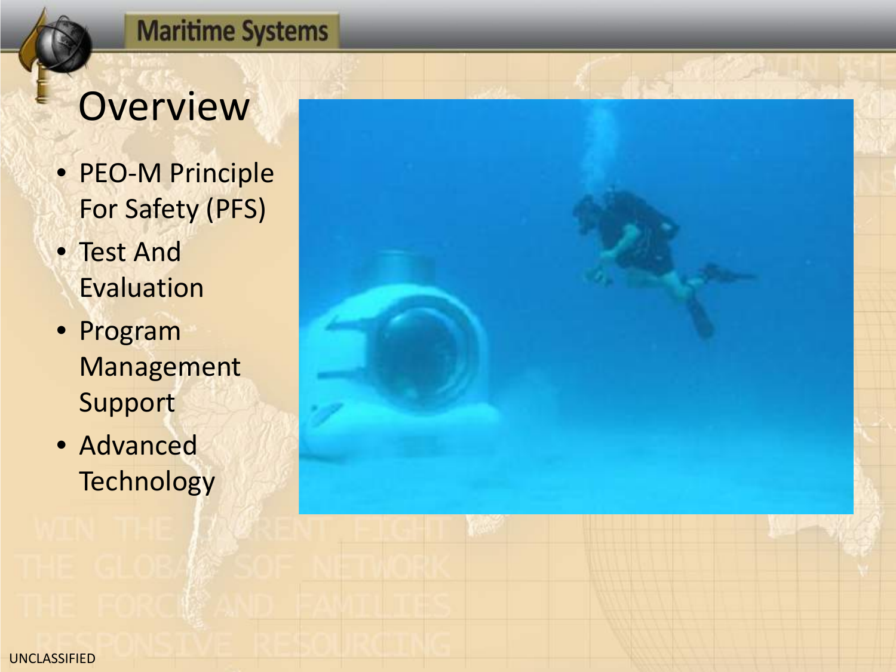## Overview

- PEO-M Principle For Safety (PFS)
- Test And Evaluation
- Program Management Support
- Advanced Technology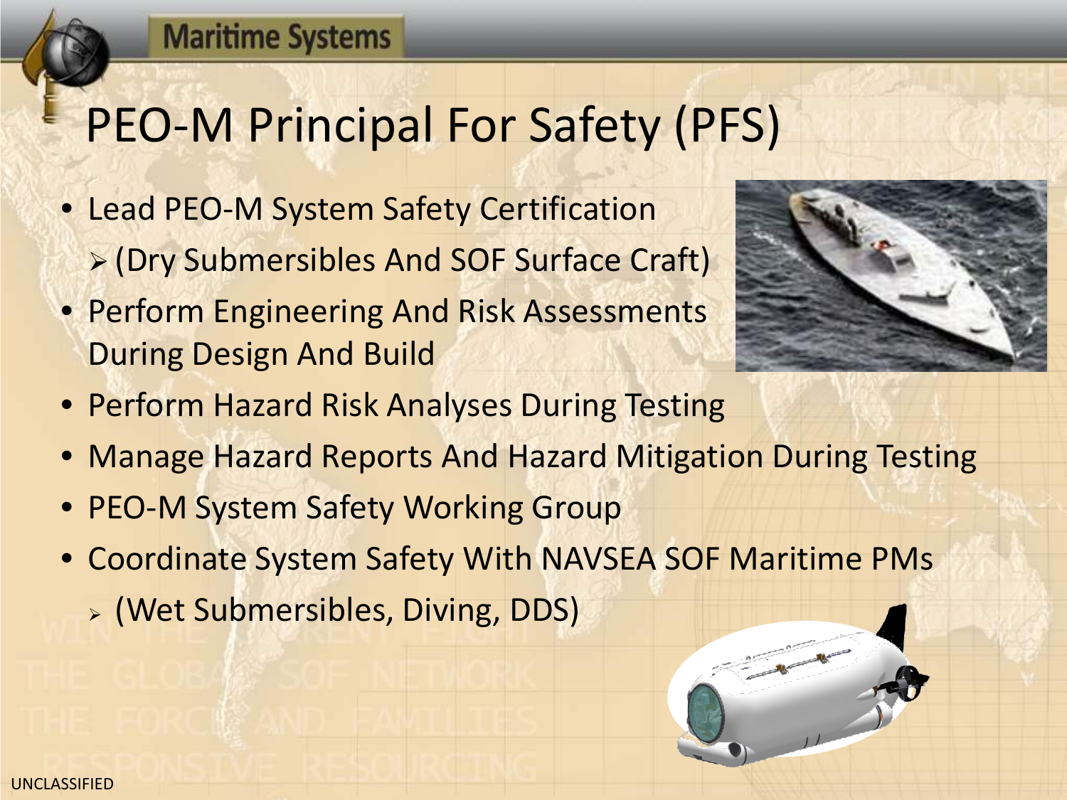# PEO-M Principal For Safety (PFS)

- Lead PEO-M System Safety Certification
  - (Dry Submersibles And SOF Surface Craft)
- Perform Engineering And Risk Assessments During Design And Build
- Perform Hazard Risk Analyses During Testing
- Manage Hazard Reports And Hazard Mitigation During Testing
- PEO-M System Safety Working Group
- Coordinate System Safety With NAVSEA SOF Maritime PMs
  - (Wet Submersibles, Diving, DDS)

UNCLASSIFIED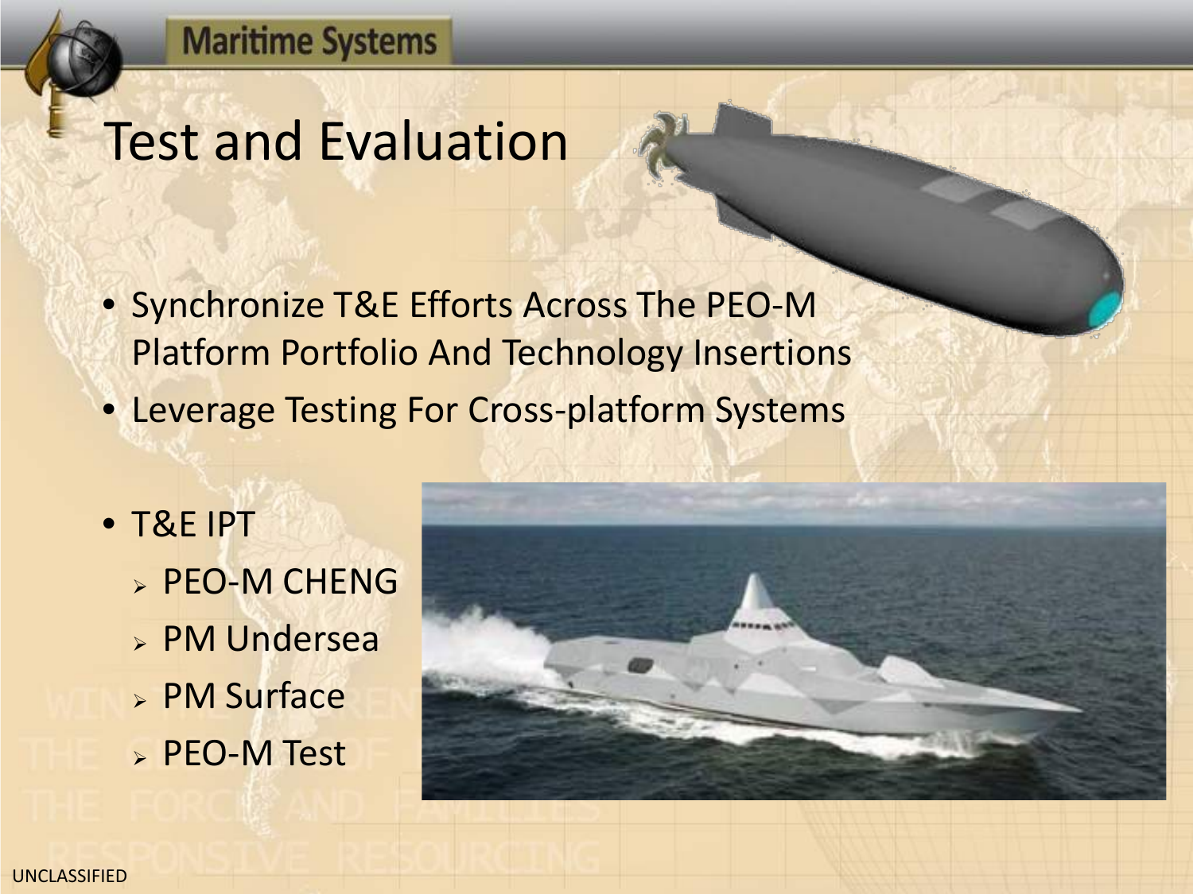# Test and Evaluation

- Synchronize T&E Efforts Across The PEO-M Platform Portfolio And Technology Insertions
- Leverage Testing For Cross-platform Systems
- T&E IPT
  - PEO-M CHENG
  - PM Undersea
  - PM Surface
  - PEO-M Test

UNCLASSIFIED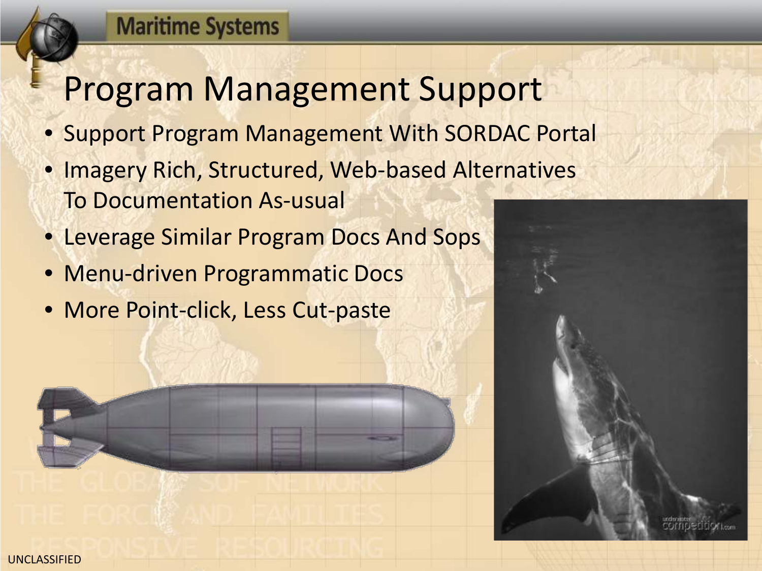# Program Management Support

- Support Program Management With SORDAC Portal
- Imagery Rich, Structured, Web-based Alternatives To Documentation As-usual
- Leverage Similar Program Docs And Sops
- Menu-driven Programmatic Docs
- More Point-click, Less Cut-paste

UNCLASSIFIED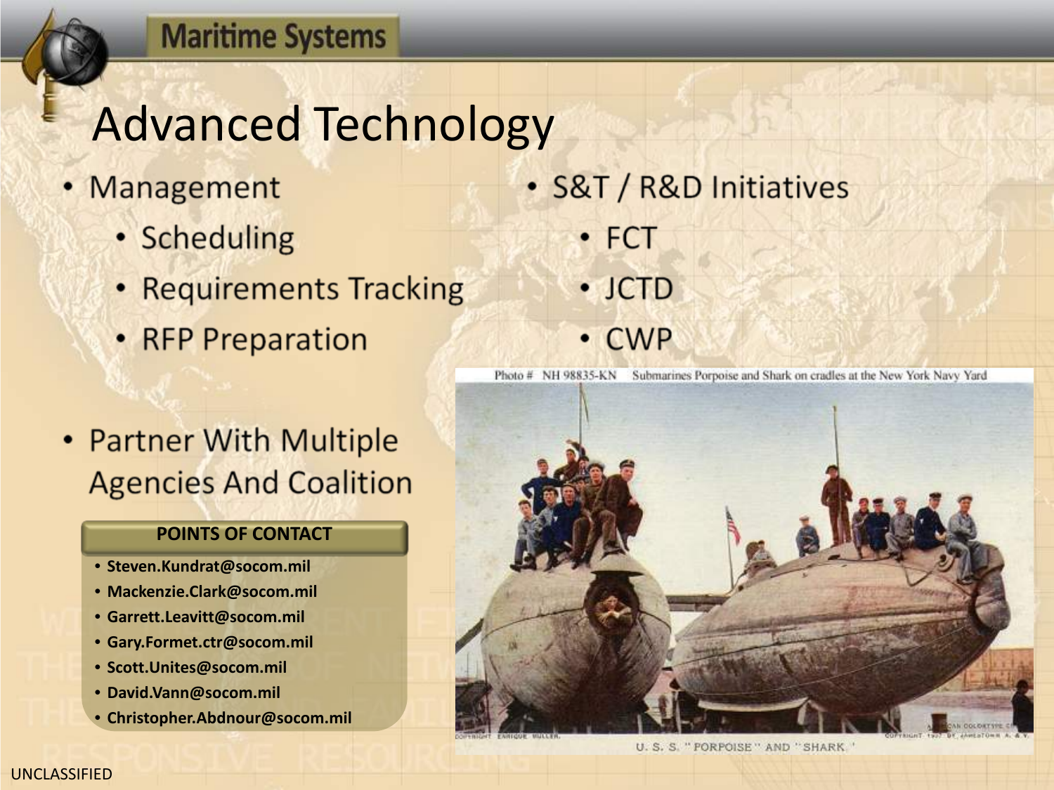# Advanced Technology

- Management
  - Scheduling
  - Requirements Tracking
  - RFP Preparation
- S&T / R&D Initiatives
  - FCT
  - JCTD
  - CWP
- Partner With Multiple Agencies And Coalition

**POINTS OF CONTACT**

- **Steven.Kundrat@socom.mil**
- **Mackenzie.Clark@socom.mil**
- **Garrett.Leavitt@socom.mil**
- **Gary.Formet.ctr@socom.mil**
- **Scott.Unites@socom.mil**
- **David.Vann@socom.mil**
- **Christopher.Abdnour@socom.mil**

Photo # NH 98835-KN Submarines Porpoise and Shark on cradles at the New York Navy Yard

U. S. S. "PORPOISE" AND "SHARK."

UNCLASSIFIED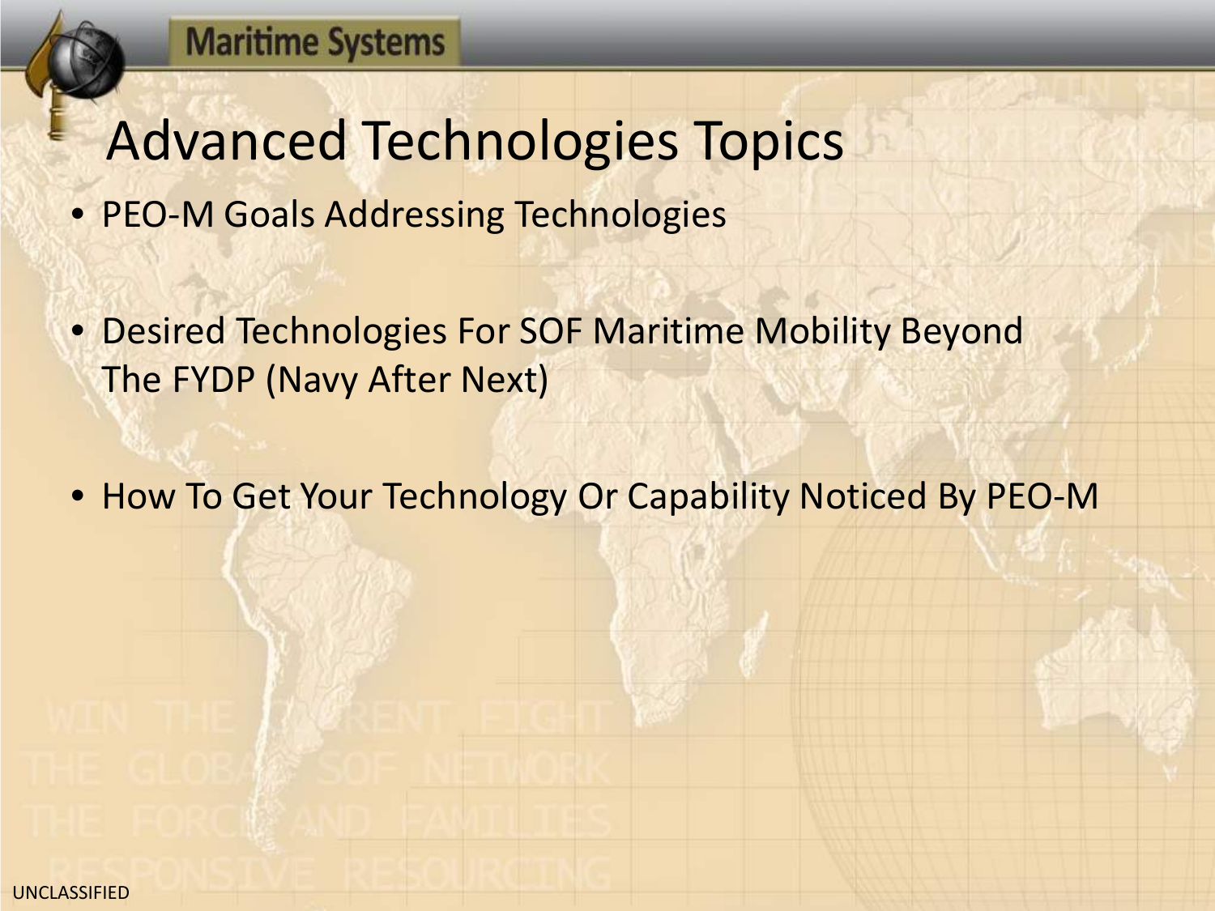# Advanced Technologies Topics

- PEO-M Goals Addressing Technologies
- Desired Technologies For SOF Maritime Mobility Beyond The FYDP (Navy After Next)
- How To Get Your Technology Or Capability Noticed By PEO-M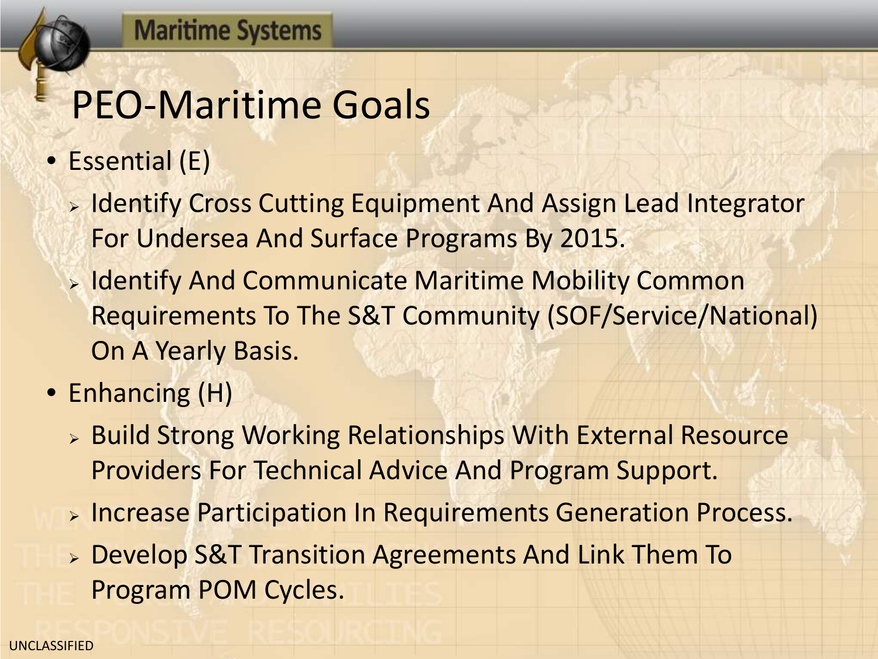# PEO-Maritime Goals

- Essential (E)
  - Identify Cross Cutting Equipment And Assign Lead Integrator For Undersea And Surface Programs By 2015.
  - Identify And Communicate Maritime Mobility Common Requirements To The S&T Community (SOF/Service/National) On A Yearly Basis.
- Enhancing (H)
  - Build Strong Working Relationships With External Resource Providers For Technical Advice And Program Support.
  - Increase Participation In Requirements Generation Process.
  - Develop S&T Transition Agreements And Link Them To Program POM Cycles.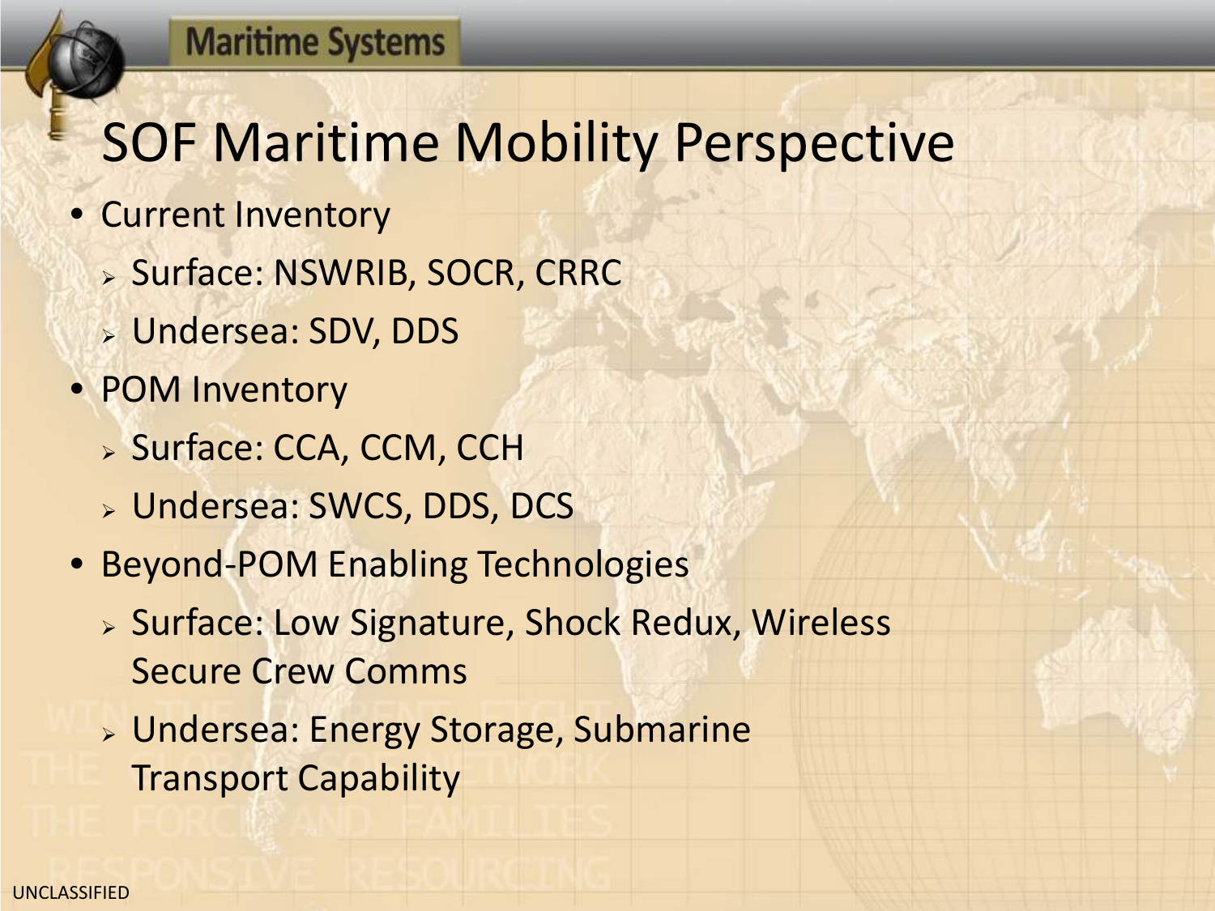# SOF Maritime Mobility Perspective

- Current Inventory
  - Surface: NSWRIB, SOCR, CRRC
  - Undersea: SDV, DDS
- POM Inventory
  - Surface: CCA, CCM, CCH
  - Undersea: SWCS, DDS, DCS
- Beyond-POM Enabling Technologies
  - Surface: Low Signature, Shock Redux, Wireless Secure Crew Comms
  - Undersea: Energy Storage, Submarine Transport Capability

UNCLASSIFIED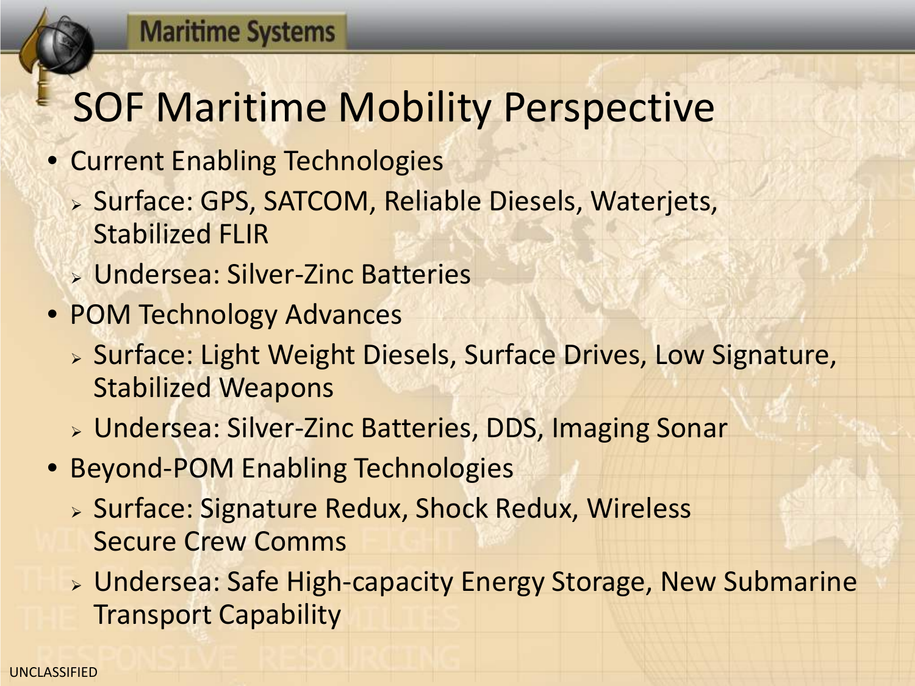# SOF Maritime Mobility Perspective

- Current Enabling Technologies
  - Surface: GPS, SATCOM, Reliable Diesels, Waterjets, Stabilized FLIR
  - Undersea: Silver-Zinc Batteries
- POM Technology Advances
  - Surface: Light Weight Diesels, Surface Drives, Low Signature, Stabilized Weapons
  - Undersea: Silver-Zinc Batteries, DDS, Imaging Sonar
- Beyond-POM Enabling Technologies
  - Surface: Signature Redux, Shock Redux, Wireless Secure Crew Comms
  - Undersea: Safe High-capacity Energy Storage, New Submarine Transport Capability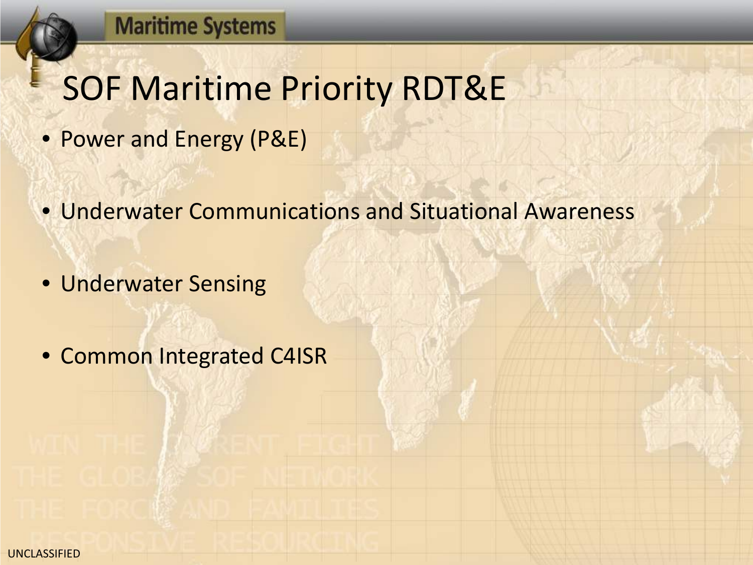# SOF Maritime Priority RDT&E

- Power and Energy (P&E)
- Underwater Communications and Situational Awareness
- Underwater Sensing
- Common Integrated C4ISR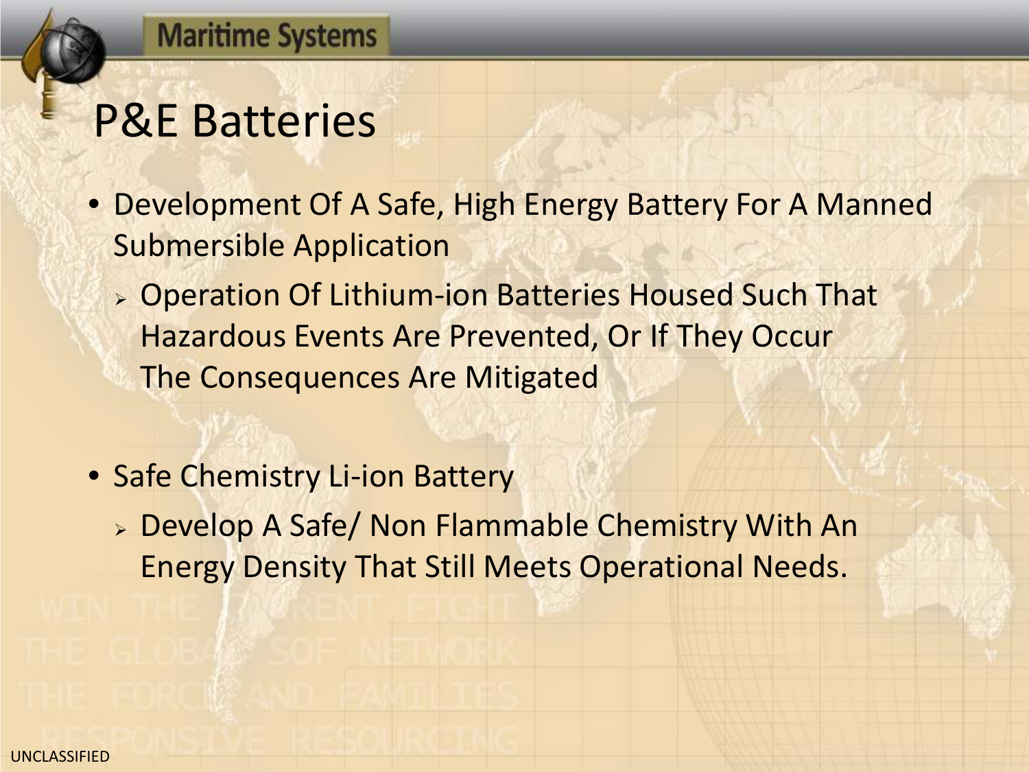# P&E Batteries

- Development Of A Safe, High Energy Battery For A Manned Submersible Application
  - Operation Of Lithium-ion Batteries Housed Such That Hazardous Events Are Prevented, Or If They Occur The Consequences Are Mitigated
- Safe Chemistry Li-ion Battery
  - Develop A Safe/ Non Flammable Chemistry With An Energy Density That Still Meets Operational Needs.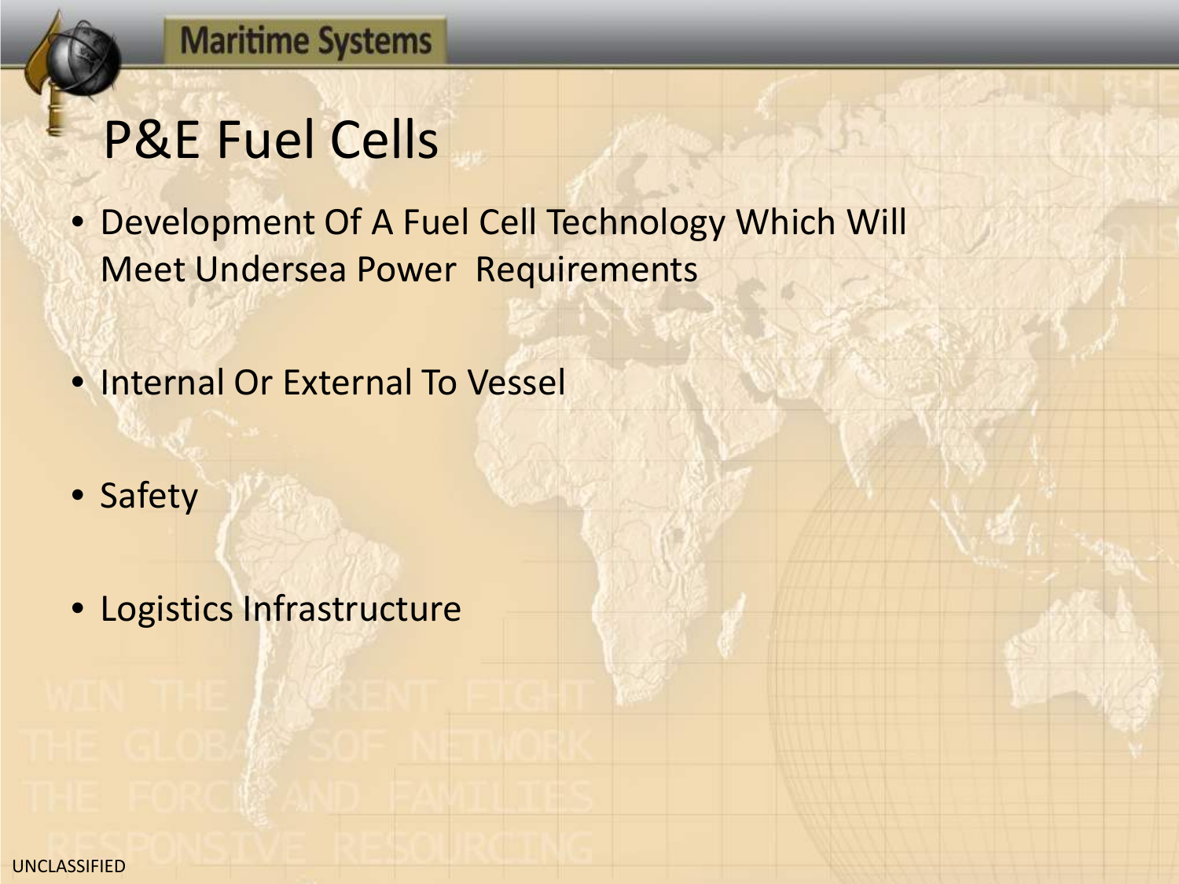# P&E Fuel Cells

- Development Of A Fuel Cell Technology Which Will Meet Undersea Power Requirements
- Internal Or External To Vessel
- Safety
- Logistics Infrastructure

UNCLASSIFIED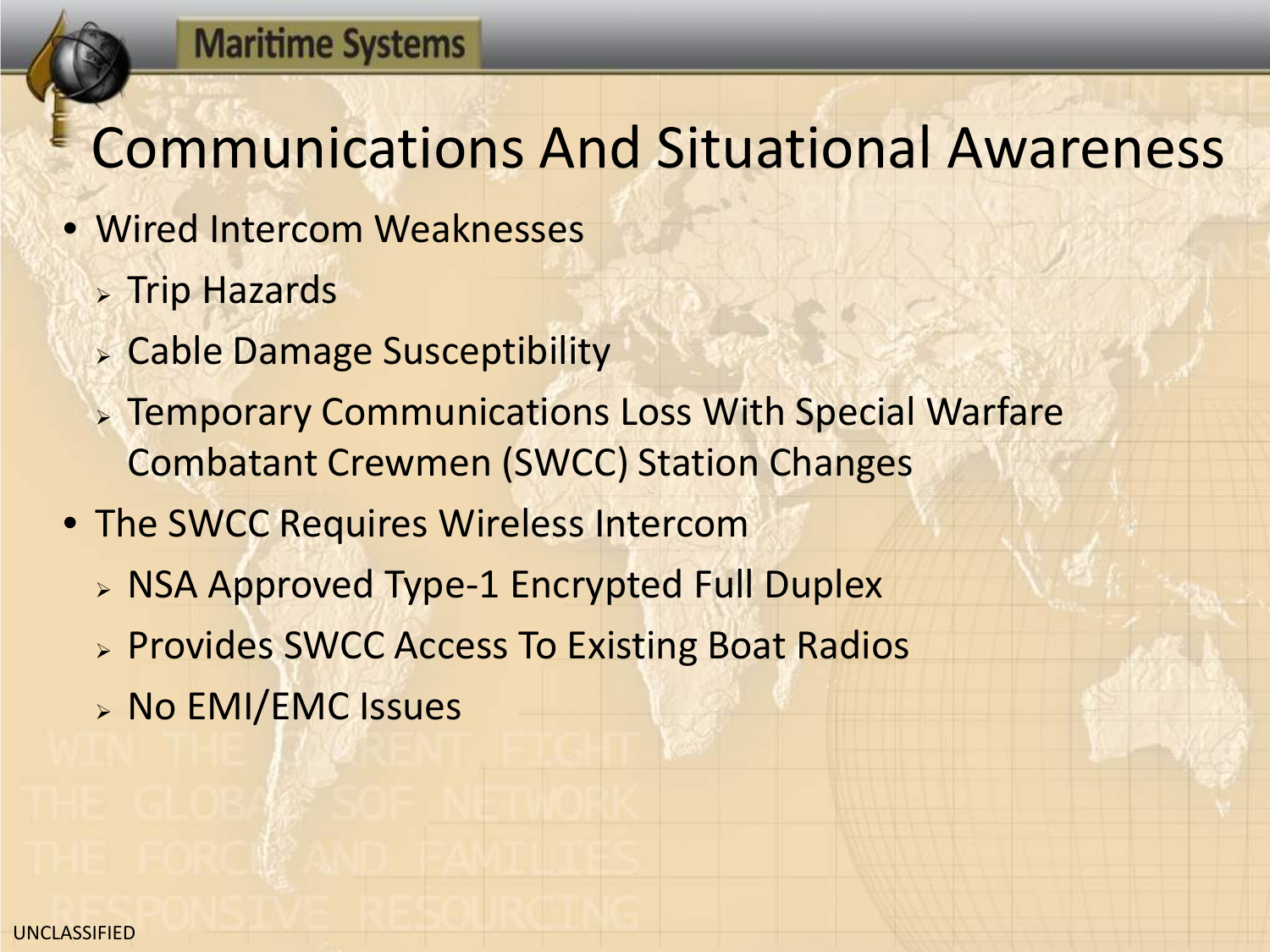# Communications And Situational Awareness

- Wired Intercom Weaknesses
  - Trip Hazards
  - Cable Damage Susceptibility
  - Temporary Communications Loss With Special Warfare Combatant Crewmen (SWCC) Station Changes
- The SWCC Requires Wireless Intercom
  - NSA Approved Type-1 Encrypted Full Duplex
  - Provides SWCC Access To Existing Boat Radios
  - No EMI/EMC Issues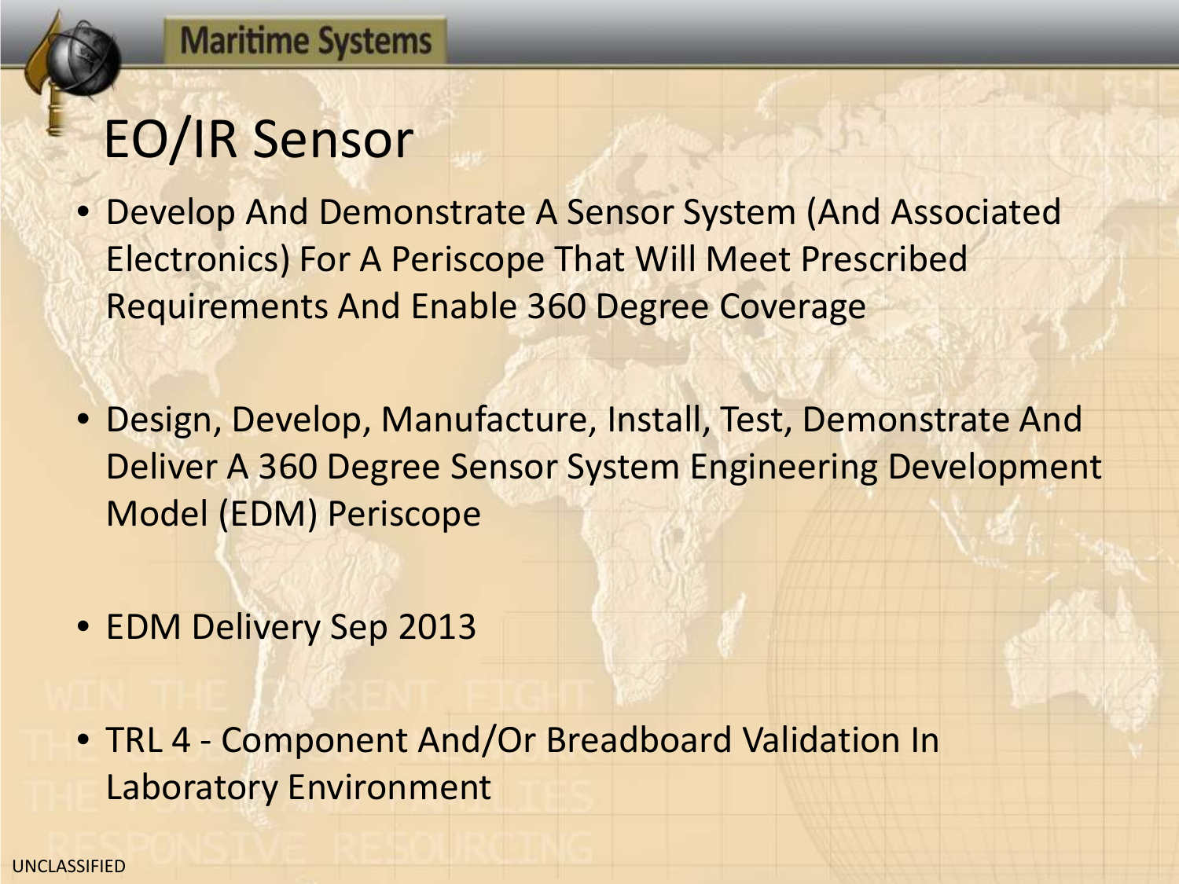# EO/IR Sensor

- Develop And Demonstrate A Sensor System (And Associated Electronics) For A Periscope That Will Meet Prescribed Requirements And Enable 360 Degree Coverage
- Design, Develop, Manufacture, Install, Test, Demonstrate And Deliver A 360 Degree Sensor System Engineering Development Model (EDM) Periscope
- EDM Delivery Sep 2013
- TRL 4 - Component And/Or Breadboard Validation In Laboratory Environment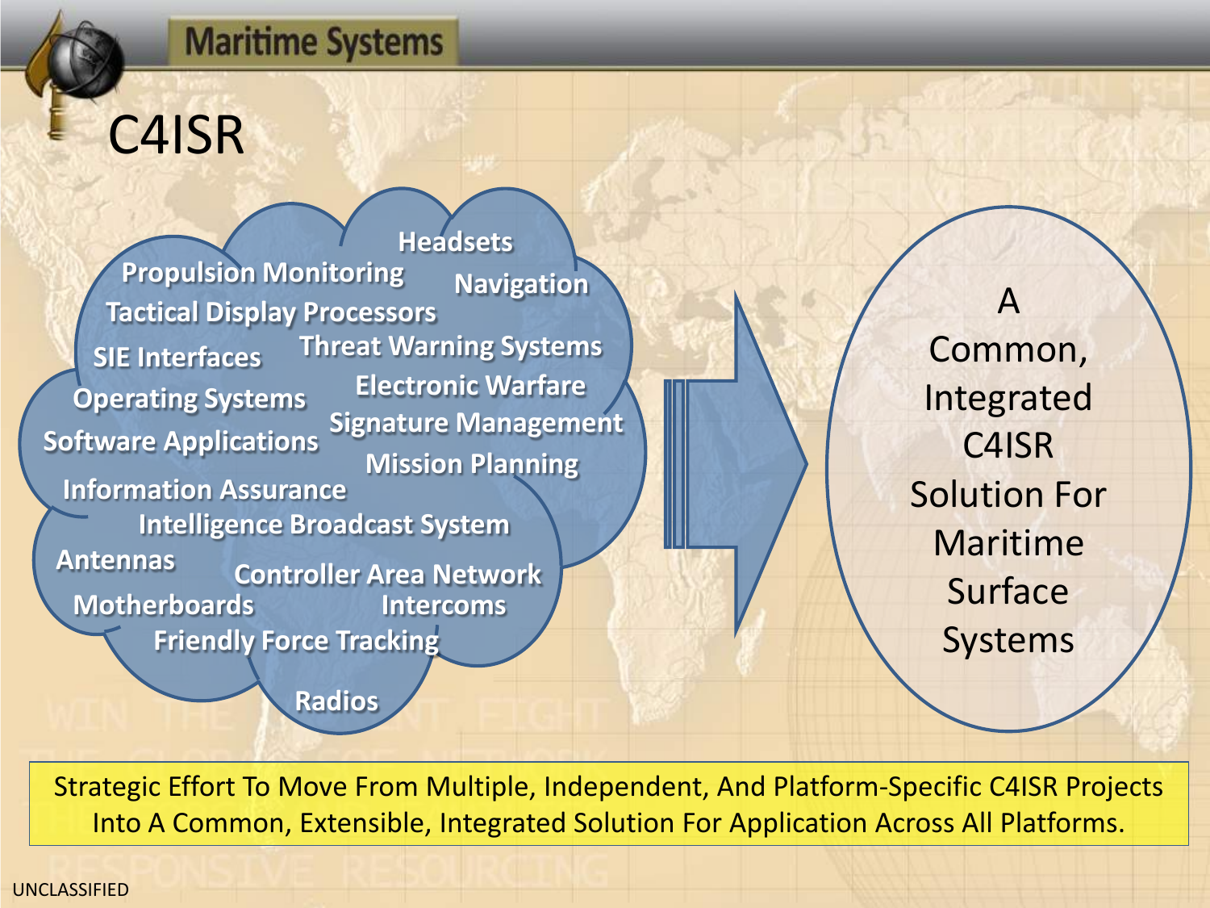Maritime Systems

# C4ISR

- Headsets
- Propulsion Monitoring
- Navigation
- Tactical Display Processors
- SIE Interfaces
- Threat Warning Systems
- Electronic Warfare
- Operating Systems
- Signature Management
- Software Applications
- Mission Planning
- Information Assurance
- Intelligence Broadcast System
- Antennas
- Controller Area Network
- Motherboards
- Intercoms
- Friendly Force Tracking
- Radios

A Common, Integrated C4ISR Solution For Maritime Surface Systems

Strategic Effort To Move From Multiple, Independent, And Platform-Specific C4ISR Projects Into A Common, Extensible, Integrated Solution For Application Across All Platforms.

UNCLASSIFIED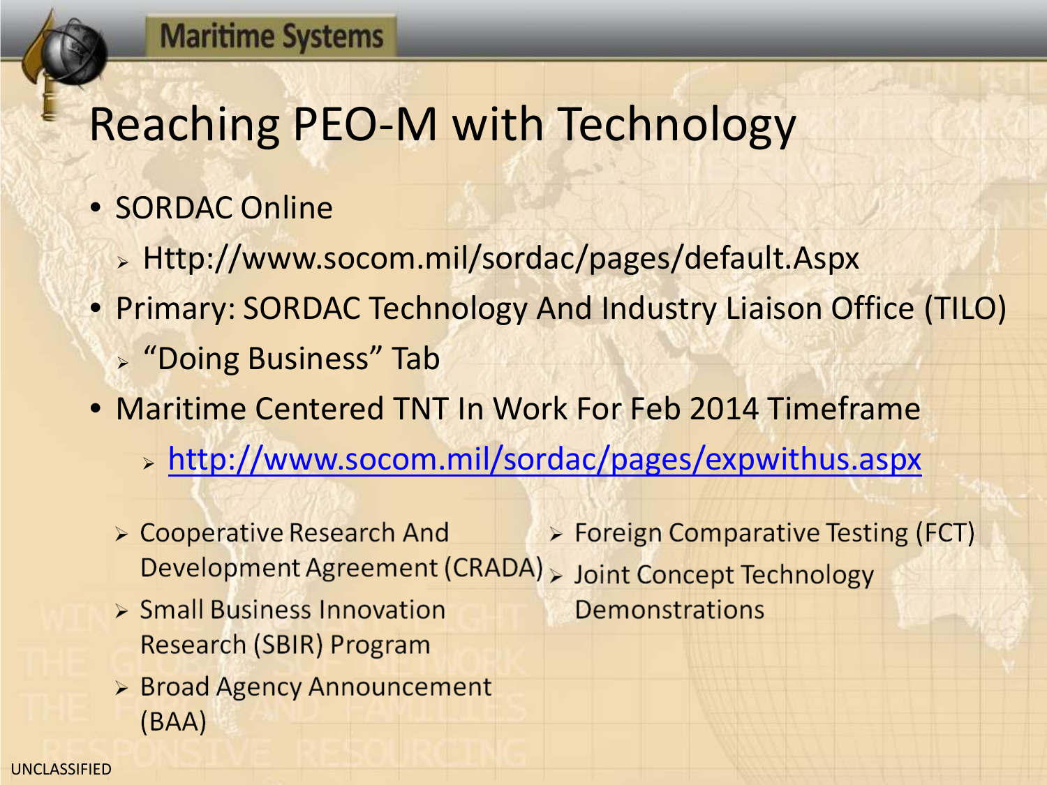# Reaching PEO-M with Technology

- SORDAC Online
  - Http://www.socom.mil/sordac/pages/default.Aspx
- Primary: SORDAC Technology And Industry Liaison Office (TILO)
  - "Doing Business" Tab
- Maritime Centered TNT In Work For Feb 2014 Timeframe
  - http://www.socom.mil/sordac/pages/expwithus.aspx

- Cooperative Research And Development Agreement (CRADA)
- Small Business Innovation Research (SBIR) Program
- Broad Agency Announcement (BAA)
- Foreign Comparative Testing (FCT)
- Joint Concept Technology Demonstrations

UNCLASSIFIED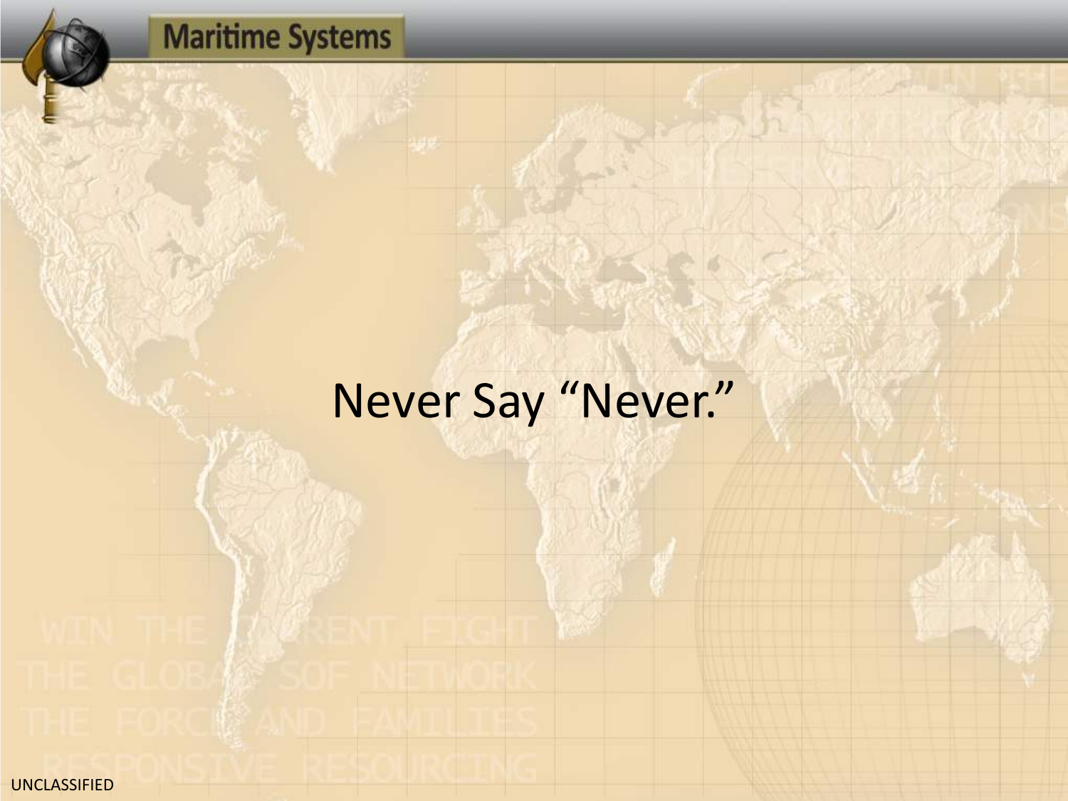Never Say "Never."